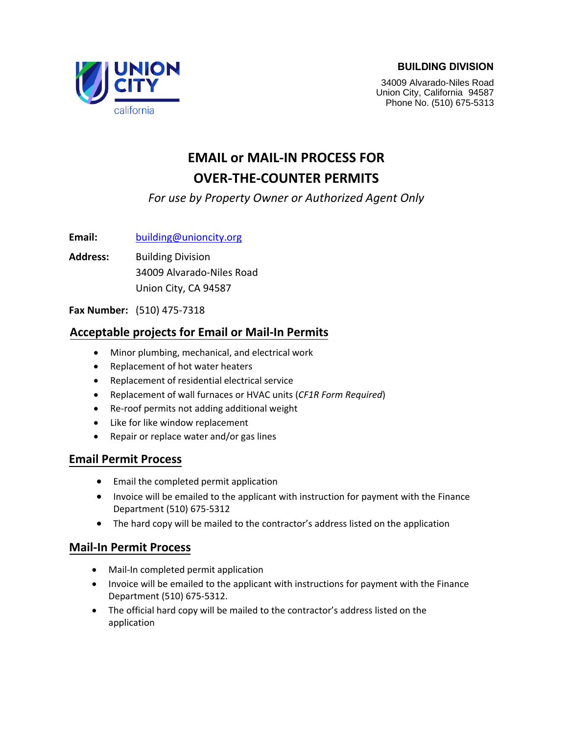UNION CITY
california

**BUILDING DIVISION**

34009 Alvarado-Niles Road
Union City, California 94587
Phone No. (510) 675-5313

# EMAIL or MAIL-IN PROCESS FOR OVER-THE-COUNTER PERMITS

*For use by Property Owner or Authorized Agent Only*

**Email:** building@unioncity.org

**Address:** Building Division
34009 Alvarado-Niles Road
Union City, CA 94587

**Fax Number:** (510) 475-7318

## Acceptable projects for Email or Mail-In Permits

- Minor plumbing, mechanical, and electrical work
- Replacement of hot water heaters
- Replacement of residential electrical service
- Replacement of wall furnaces or HVAC units (*CF1R Form Required*)
- Re-roof permits not adding additional weight
- Like for like window replacement
- Repair or replace water and/or gas lines

## Email Permit Process

- Email the completed permit application
- Invoice will be emailed to the applicant with instruction for payment with the Finance Department (510) 675-5312
- The hard copy will be mailed to the contractor's address listed on the application

## Mail-In Permit Process

- Mail-In completed permit application
- Invoice will be emailed to the applicant with instructions for payment with the Finance Department (510) 675-5312.
- The official hard copy will be mailed to the contractor's address listed on the application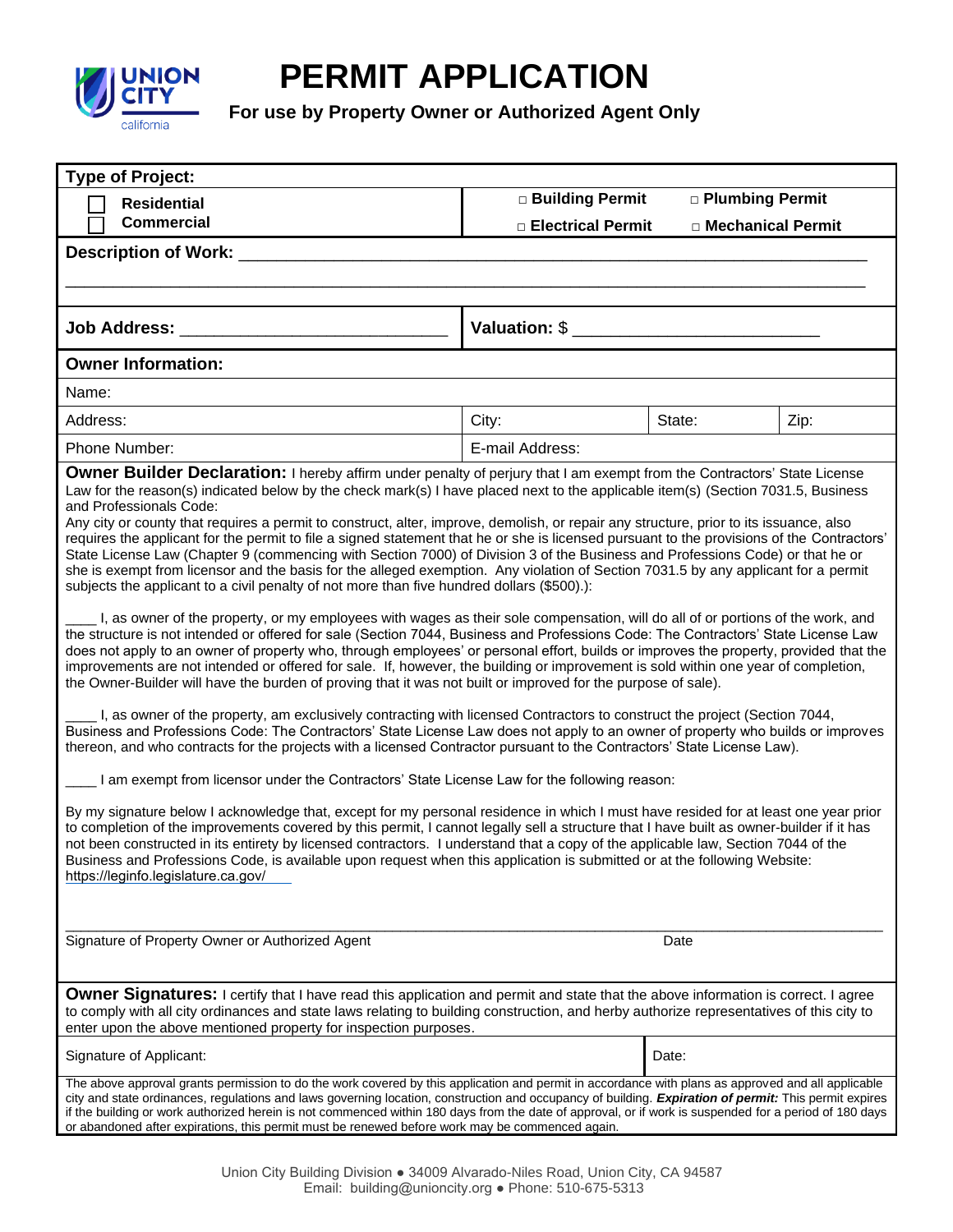# PERMIT APPLICATION

**For use by Property Owner or Authorized Agent Only**

**Type of Project:**

| | |
|---|---|
| ☐ **Residential** | □ **Building Permit** □ **Plumbing Permit** |
| ☐ **Commercial** | □ **Electrical Permit** □ **Mechanical Permit** |

**Description of Work:** ______________________________________________________________

______________________________________________________________

| | |
|---|---|
| **Job Address:** ____________________________ | **Valuation:** $ __________________________ |

**Owner Information:**

| | | | |
|---|---|---|---|
| Name: | | | |
| Address: | City: | State: | Zip: |
| Phone Number: | E-mail Address: | | |

**Owner Builder Declaration:** I hereby affirm under penalty of perjury that I am exempt from the Contractors' State License Law for the reason(s) indicated below by the check mark(s) I have placed next to the applicable item(s) (Section 7031.5, Business and Professionals Code:
Any city or county that requires a permit to construct, alter, improve, demolish, or repair any structure, prior to its issuance, also requires the applicant for the permit to file a signed statement that he or she is licensed pursuant to the provisions of the Contractors' State License Law (Chapter 9 (commencing with Section 7000) of Division 3 of the Business and Professions Code) or that he or she is exempt from licensor and the basis for the alleged exemption. Any violation of Section 7031.5 by any applicant for a permit subjects the applicant to a civil penalty of not more than five hundred dollars ($500).):

____ I, as owner of the property, or my employees with wages as their sole compensation, will do all of or portions of the work, and the structure is not intended or offered for sale (Section 7044, Business and Professions Code: The Contractors' State License Law does not apply to an owner of property who, through employees' or personal effort, builds or improves the property, provided that the improvements are not intended or offered for sale. If, however, the building or improvement is sold within one year of completion, the Owner-Builder will have the burden of proving that it was not built or improved for the purpose of sale).

____ I, as owner of the property, am exclusively contracting with licensed Contractors to construct the project (Section 7044, Business and Professions Code: The Contractors' State License Law does not apply to an owner of property who builds or improves thereon, and who contracts for the projects with a licensed Contractor pursuant to the Contractors' State License Law).

____ I am exempt from licensor under the Contractors' State License Law for the following reason:

By my signature below I acknowledge that, except for my personal residence in which I must have resided for at least one year prior to completion of the improvements covered by this permit, I cannot legally sell a structure that I have built as owner-builder if it has not been constructed in its entirety by licensed contractors. I understand that a copy of the applicable law, Section 7044 of the Business and Professions Code, is available upon request when this application is submitted or at the following Website: https://leginfo.legislature.ca.gov/

______________________________________________________________

Signature of Property Owner or Authorized Agent Date

**Owner Signatures:** I certify that I have read this application and permit and state that the above information is correct. I agree to comply with all city ordinances and state laws relating to building construction, and herby authorize representatives of this city to enter upon the above mentioned property for inspection purposes.

| | |
|---|---|
| Signature of Applicant: | Date: |

The above approval grants permission to do the work covered by this application and permit in accordance with plans as approved and all applicable city and state ordinances, regulations and laws governing location, construction and occupancy of building. ***Expiration of permit:*** This permit expires if the building or work authorized herein is not commenced within 180 days from the date of approval, or if work is suspended for a period of 180 days or abandoned after expirations, this permit must be renewed before work may be commenced again.

Union City Building Division ● 34009 Alvarado-Niles Road, Union City, CA 94587
Email: building@unioncity.org ● Phone: 510-675-5313